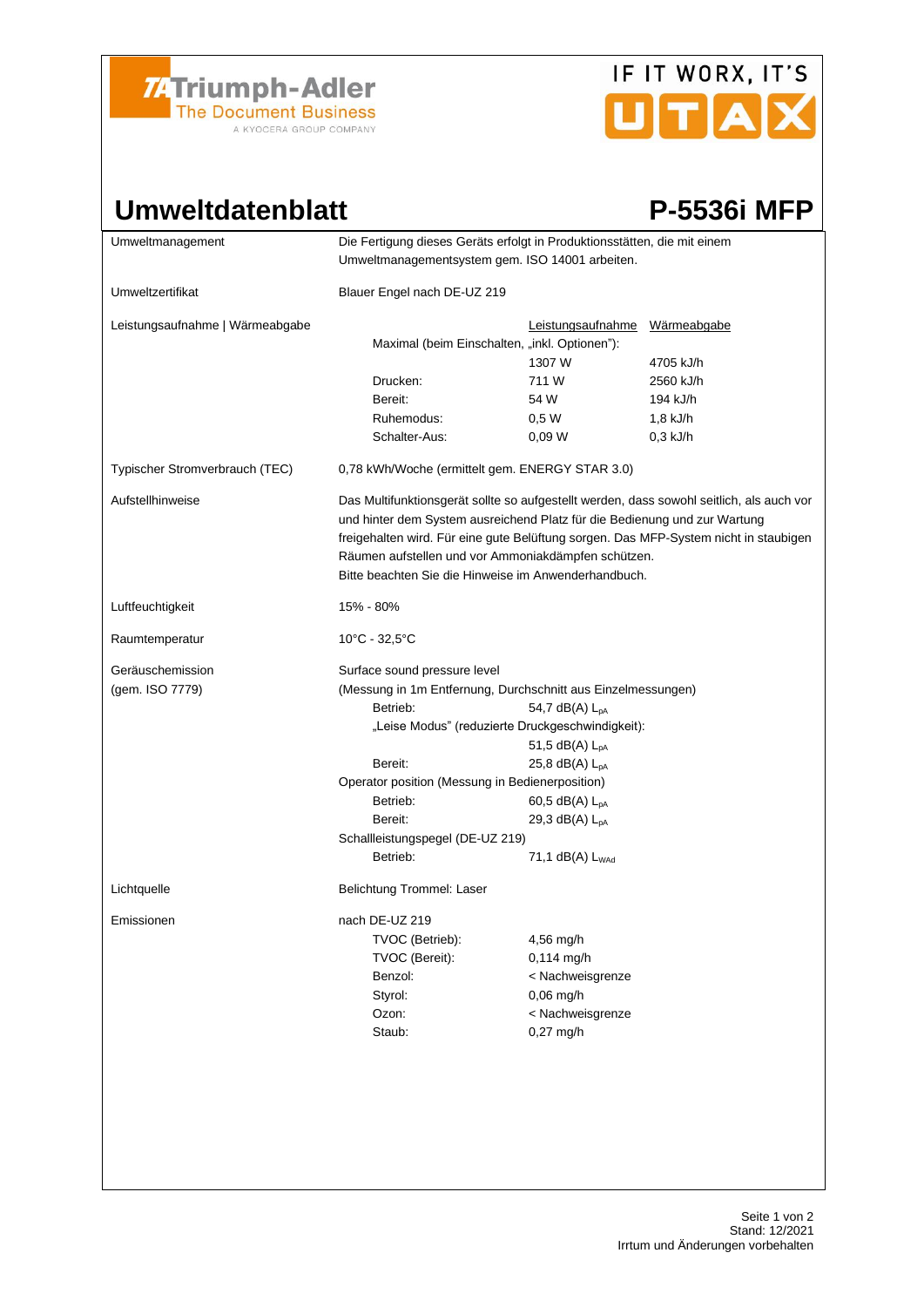Triumph-Adler
The Document Business
A KYOCERA GROUP COMPANY

IF IT WORX, IT'S UTAX

# Umweltdatenblatt — P-5536i MFP

| | |
|---|---|
| Umweltmanagement | Die Fertigung dieses Geräts erfolgt in Produktionsstätten, die mit einem Umweltmanagementsystem gem. ISO 14001 arbeiten. |
| Umweltzertifikat | Blauer Engel nach DE-UZ 219 |

**Leistungsaufnahme | Wärmeabgabe**

| | Leistungsaufnahme | Wärmeabgabe |
|---|---|---|
| Maximal (beim Einschalten, „inkl. Optionen"): | 1307 W | 4705 kJ/h |
| Drucken: | 711 W | 2560 kJ/h |
| Bereit: | 54 W | 194 kJ/h |
| Ruhemodus: | 0,5 W | 1,8 kJ/h |
| Schalter-Aus: | 0,09 W | 0,3 kJ/h |

| | |
|---|---|
| Typischer Stromverbrauch (TEC) | 0,78 kWh/Woche (ermittelt gem. ENERGY STAR 3.0) |
| Aufstellhinweise | Das Multifunktionsgerät sollte so aufgestellt werden, dass sowohl seitlich, als auch vor und hinter dem System ausreichend Platz für die Bedienung und zur Wartung freigehalten wird. Für eine gute Belüftung sorgen. Das MFP-System nicht in staubigen Räumen aufstellen und vor Ammoniakdämpfen schützen. Bitte beachten Sie die Hinweise im Anwenderhandbuch. |
| Luftfeuchtigkeit | 15% - 80% |
| Raumtemperatur | 10°C - 32,5°C |

**Geräuschemission (gem. ISO 7779)**

Surface sound pressure level
(Messung in 1m Entfernung, Durchschnitt aus Einzelmessungen)

| | |
|---|---|
| Betrieb: | 54,7 dB(A) $L_{pA}$ |
| „Leise Modus" (reduzierte Druckgeschwindigkeit): | 51,5 dB(A) $L_{pA}$ |
| Bereit: | 25,8 dB(A) $L_{pA}$ |

Operator position (Messung in Bedienerposition)

| | |
|---|---|
| Betrieb: | 60,5 dB(A) $L_{pA}$ |
| Bereit: | 29,3 dB(A) $L_{pA}$ |

Schallleistungspegel (DE-UZ 219)

| | |
|---|---|
| Betrieb: | 71,1 dB(A) $L_{WAd}$ |

| | |
|---|---|
| Lichtquelle | Belichtung Trommel: Laser |

**Emissionen** nach DE-UZ 219

| | |
|---|---|
| TVOC (Betrieb): | 4,56 mg/h |
| TVOC (Bereit): | 0,114 mg/h |
| Benzol: | < Nachweisgrenze |
| Styrol: | 0,06 mg/h |
| Ozon: | < Nachweisgrenze |
| Staub: | 0,27 mg/h |

Stand: 12/2021
Irrtum und Änderungen vorbehalten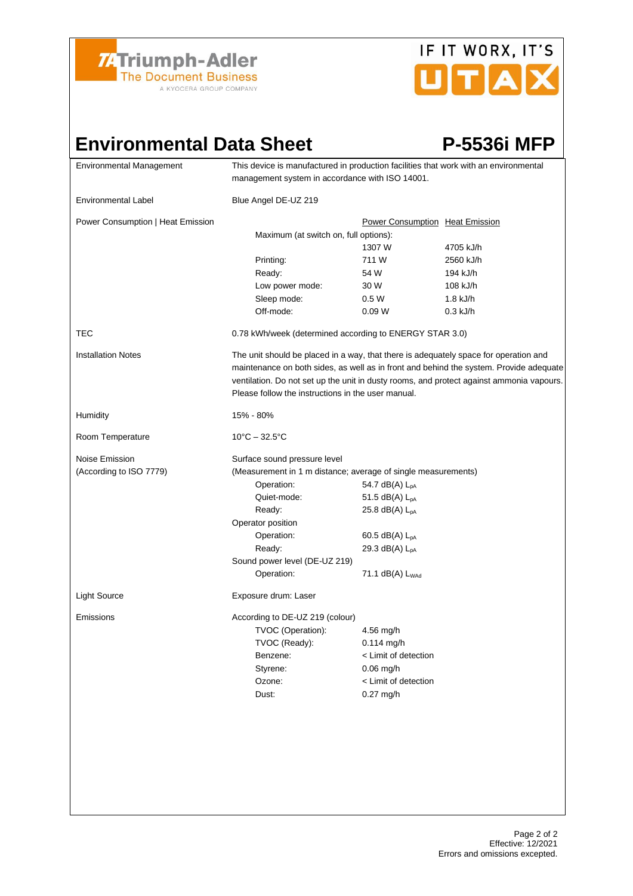Triumph-Adler
The Document Business
A KYOCERA GROUP COMPANY

IF IT WORX, IT'S UTAX

# Environmental Data Sheet

## P-5536i MFP

| | |
|---|---|
| Environmental Management | This device is manufactured in production facilities that work with an environmental management system in accordance with ISO 14001. |
| Environmental Label | Blue Angel DE-UZ 219 |

**Power Consumption | Heat Emission**

| | Power Consumption | Heat Emission |
|---|---|---|
| Maximum (at switch on, full options): | 1307 W | 4705 kJ/h |
| Printing: | 711 W | 2560 kJ/h |
| Ready: | 54 W | 194 kJ/h |
| Low power mode: | 30 W | 108 kJ/h |
| Sleep mode: | 0.5 W | 1.8 kJ/h |
| Off-mode: | 0.09 W | 0.3 kJ/h |

| | |
|---|---|
| TEC | 0.78 kWh/week (determined according to ENERGY STAR 3.0) |
| Installation Notes | The unit should be placed in a way, that there is adequately space for operation and maintenance on both sides, as well as in front and behind the system. Provide adequate ventilation. Do not set up the unit in dusty rooms, and protect against ammonia vapours. Please follow the instructions in the user manual. |
| Humidity | 15% - 80% |
| Room Temperature | 10°C – 32.5°C |

**Noise Emission (According to ISO 7779)**

Surface sound pressure level
(Measurement in 1 m distance; average of single measurements)

| | |
|---|---|
| Operation: | 54.7 dB(A) $L_{pA}$ |
| Quiet-mode: | 51.5 dB(A) $L_{pA}$ |
| Ready: | 25.8 dB(A) $L_{pA}$ |

Operator position

| | |
|---|---|
| Operation: | 60.5 dB(A) $L_{pA}$ |
| Ready: | 29.3 dB(A) $L_{pA}$ |

Sound power level (DE-UZ 219)

| | |
|---|---|
| Operation: | 71.1 dB(A) $L_{WAd}$ |

| | |
|---|---|
| Light Source | Exposure drum: Laser |

**Emissions**

According to DE-UZ 219 (colour)

| | |
|---|---|
| TVOC (Operation): | 4.56 mg/h |
| TVOC (Ready): | 0.114 mg/h |
| Benzene: | < Limit of detection |
| Styrene: | 0.06 mg/h |
| Ozone: | < Limit of detection |
| Dust: | 0.27 mg/h |

Effective: 12/2021
Errors and omissions excepted.